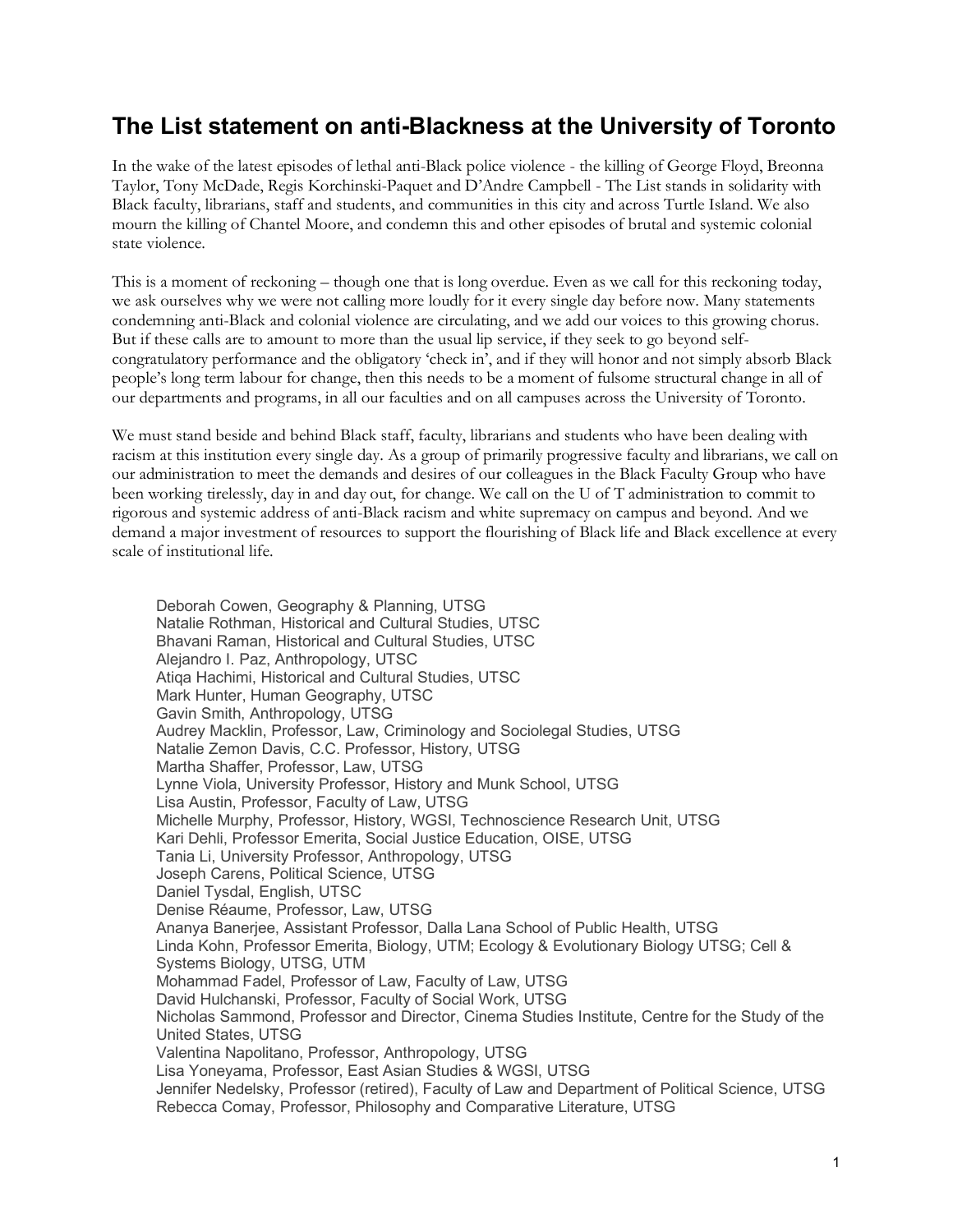## The List statement on anti-Blackness at the University of Toronto

In the wake of the latest episodes of lethal anti-Black police violence - the killing of George Floyd, Breonna Taylor, Tony McDade, Regis Korchinski-Paquet and D'Andre Campbell - The List stands in solidarity with Black faculty, librarians, staff and students, and communities in this city and across Turtle Island. We also mourn the killing of Chantel Moore, and condemn this and other episodes of brutal and systemic colonial state violence.

This is a moment of reckoning – though one that is long overdue. Even as we call for this reckoning today, we ask ourselves why we were not calling more loudly for it every single day before now. Many statements condemning anti-Black and colonial violence are circulating, and we add our voices to this growing chorus. But if these calls are to amount to more than the usual lip service, if they seek to go beyond self-congratulatory performance and the obligatory 'check in', and if they will honor and not simply absorb Black people's long term labour for change, then this needs to be a moment of fulsome structural change in all of our departments and programs, in all our faculties and on all campuses across the University of Toronto.

We must stand beside and behind Black staff, faculty, librarians and students who have been dealing with racism at this institution every single day. As a group of primarily progressive faculty and librarians, we call on our administration to meet the demands and desires of our colleagues in the Black Faculty Group who have been working tirelessly, day in and day out, for change. We call on the U of T administration to commit to rigorous and systemic address of anti-Black racism and white supremacy on campus and beyond. And we demand a major investment of resources to support the flourishing of Black life and Black excellence at every scale of institutional life.

Deborah Cowen, Geography & Planning, UTSG
Natalie Rothman, Historical and Cultural Studies, UTSC
Bhavani Raman, Historical and Cultural Studies, UTSC
Alejandro I. Paz, Anthropology, UTSC
Atiqa Hachimi, Historical and Cultural Studies, UTSC
Mark Hunter, Human Geography, UTSC
Gavin Smith, Anthropology, UTSG
Audrey Macklin, Professor, Law, Criminology and Sociolegal Studies, UTSG
Natalie Zemon Davis, C.C. Professor, History, UTSG
Martha Shaffer, Professor, Law, UTSG
Lynne Viola, University Professor, History and Munk School, UTSG
Lisa Austin, Professor, Faculty of Law, UTSG
Michelle Murphy, Professor, History, WGSI, Technoscience Research Unit, UTSG
Kari Dehli, Professor Emerita, Social Justice Education, OISE, UTSG
Tania Li, University Professor, Anthropology, UTSG
Joseph Carens, Political Science, UTSG
Daniel Tysdal, English, UTSC
Denise Réaume, Professor, Law, UTSG
Ananya Banerjee, Assistant Professor, Dalla Lana School of Public Health, UTSG
Linda Kohn, Professor Emerita, Biology, UTM; Ecology & Evolutionary Biology UTSG; Cell & Systems Biology, UTSG, UTM
Mohammad Fadel, Professor of Law, Faculty of Law, UTSG
David Hulchanski, Professor, Faculty of Social Work, UTSG
Nicholas Sammond, Professor and Director, Cinema Studies Institute, Centre for the Study of the United States, UTSG
Valentina Napolitano, Professor, Anthropology, UTSG
Lisa Yoneyama, Professor, East Asian Studies & WGSI, UTSG
Jennifer Nedelsky, Professor (retired), Faculty of Law and Department of Political Science, UTSG
Rebecca Comay, Professor, Philosophy and Comparative Literature, UTSG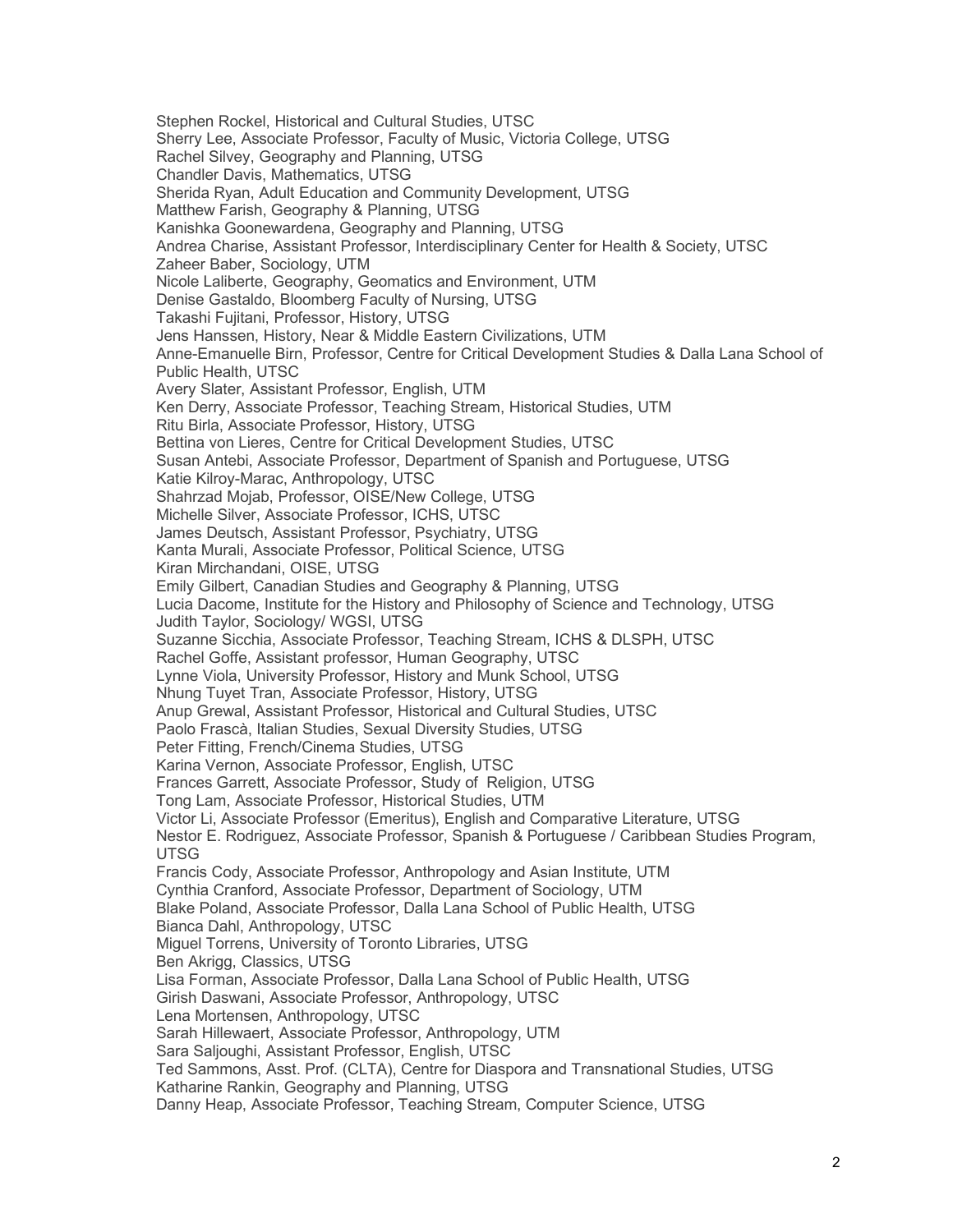Stephen Rockel, Historical and Cultural Studies, UTSC
Sherry Lee, Associate Professor, Faculty of Music, Victoria College, UTSG
Rachel Silvey, Geography and Planning, UTSG
Chandler Davis, Mathematics, UTSG
Sherida Ryan, Adult Education and Community Development, UTSG
Matthew Farish, Geography & Planning, UTSG
Kanishka Goonewardena, Geography and Planning, UTSG
Andrea Charise, Assistant Professor, Interdisciplinary Center for Health & Society, UTSC
Zaheer Baber, Sociology, UTM
Nicole Laliberte, Geography, Geomatics and Environment, UTM
Denise Gastaldo, Bloomberg Faculty of Nursing, UTSG
Takashi Fujitani, Professor, History, UTSG
Jens Hanssen, History, Near & Middle Eastern Civilizations, UTM
Anne-Emanuelle Birn, Professor, Centre for Critical Development Studies & Dalla Lana School of Public Health, UTSC
Avery Slater, Assistant Professor, English, UTM
Ken Derry, Associate Professor, Teaching Stream, Historical Studies, UTM
Ritu Birla, Associate Professor, History, UTSG
Bettina von Lieres, Centre for Critical Development Studies, UTSC
Susan Antebi, Associate Professor, Department of Spanish and Portuguese, UTSG
Katie Kilroy-Marac, Anthropology, UTSC
Shahrzad Mojab, Professor, OISE/New College, UTSG
Michelle Silver, Associate Professor, ICHS, UTSC
James Deutsch, Assistant Professor, Psychiatry, UTSG
Kanta Murali, Associate Professor, Political Science, UTSG
Kiran Mirchandani, OISE, UTSG
Emily Gilbert, Canadian Studies and Geography & Planning, UTSG
Lucia Dacome, Institute for the History and Philosophy of Science and Technology, UTSG
Judith Taylor, Sociology/ WGSI, UTSG
Suzanne Sicchia, Associate Professor, Teaching Stream, ICHS & DLSPH, UTSC
Rachel Goffe, Assistant professor, Human Geography, UTSC
Lynne Viola, University Professor, History and Munk School, UTSG
Nhung Tuyet Tran, Associate Professor, History, UTSG
Anup Grewal, Assistant Professor, Historical and Cultural Studies, UTSC
Paolo Frascà, Italian Studies, Sexual Diversity Studies, UTSG
Peter Fitting, French/Cinema Studies, UTSG
Karina Vernon, Associate Professor, English, UTSC
Frances Garrett, Associate Professor, Study of Religion, UTSG
Tong Lam, Associate Professor, Historical Studies, UTM
Victor Li, Associate Professor (Emeritus), English and Comparative Literature, UTSG
Nestor E. Rodriguez, Associate Professor, Spanish & Portuguese / Caribbean Studies Program, UTSG
Francis Cody, Associate Professor, Anthropology and Asian Institute, UTM
Cynthia Cranford, Associate Professor, Department of Sociology, UTM
Blake Poland, Associate Professor, Dalla Lana School of Public Health, UTSG
Bianca Dahl, Anthropology, UTSC
Miguel Torrens, University of Toronto Libraries, UTSG
Ben Akrigg, Classics, UTSG
Lisa Forman, Associate Professor, Dalla Lana School of Public Health, UTSG
Girish Daswani, Associate Professor, Anthropology, UTSC
Lena Mortensen, Anthropology, UTSC
Sarah Hillewaert, Associate Professor, Anthropology, UTM
Sara Saljoughi, Assistant Professor, English, UTSC
Ted Sammons, Asst. Prof. (CLTA), Centre for Diaspora and Transnational Studies, UTSG
Katharine Rankin, Geography and Planning, UTSG
Danny Heap, Associate Professor, Teaching Stream, Computer Science, UTSG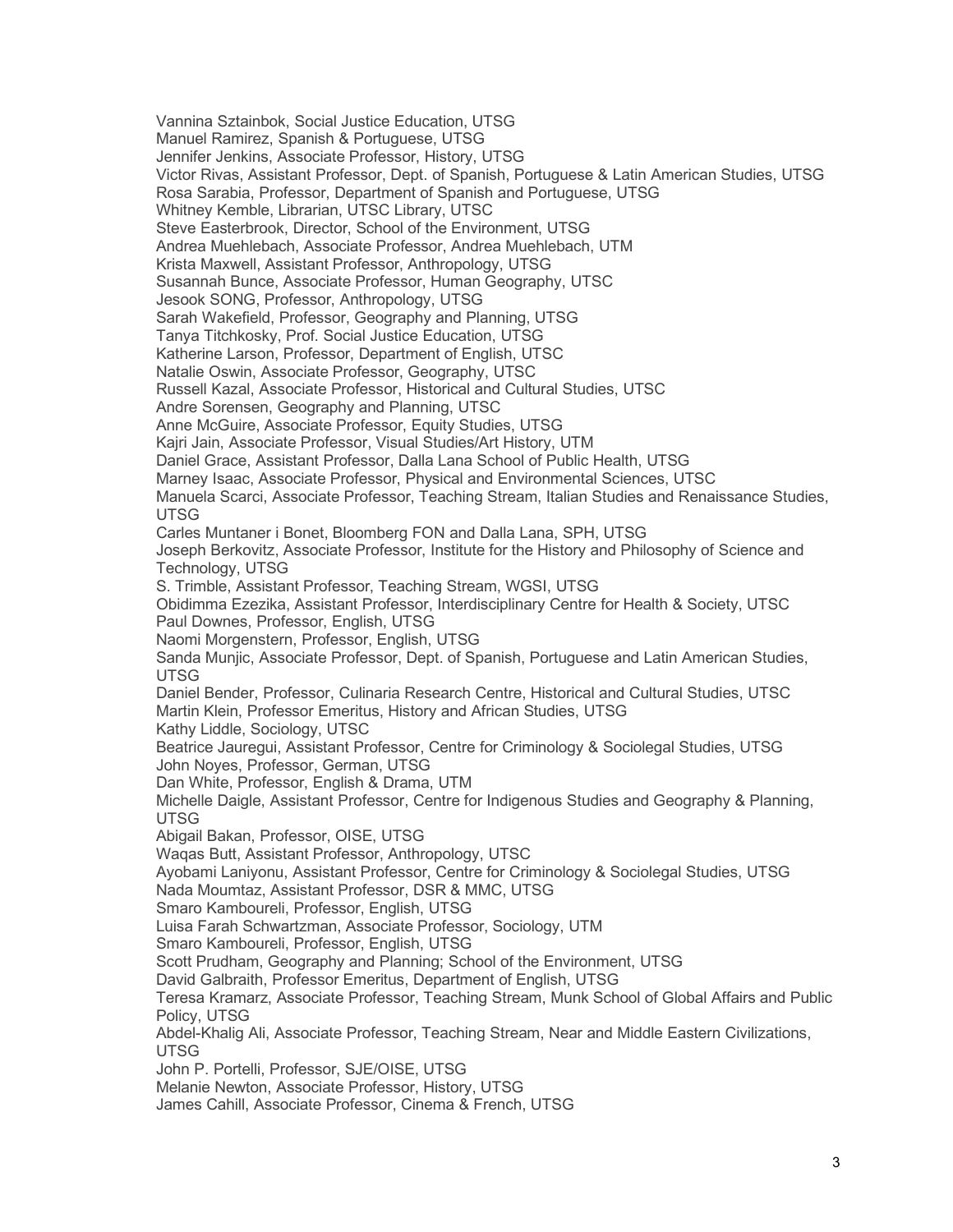Vannina Sztainbok, Social Justice Education, UTSG
Manuel Ramirez, Spanish & Portuguese, UTSG
Jennifer Jenkins, Associate Professor, History, UTSG
Victor Rivas, Assistant Professor, Dept. of Spanish, Portuguese & Latin American Studies, UTSG
Rosa Sarabia, Professor, Department of Spanish and Portuguese, UTSG
Whitney Kemble, Librarian, UTSC Library, UTSC
Steve Easterbrook, Director, School of the Environment, UTSG
Andrea Muehlebach, Associate Professor, Andrea Muehlebach, UTM
Krista Maxwell, Assistant Professor, Anthropology, UTSG
Susannah Bunce, Associate Professor, Human Geography, UTSC
Jesook SONG, Professor, Anthropology, UTSG
Sarah Wakefield, Professor, Geography and Planning, UTSG
Tanya Titchkosky, Prof. Social Justice Education, UTSG
Katherine Larson, Professor, Department of English, UTSC
Natalie Oswin, Associate Professor, Geography, UTSC
Russell Kazal, Associate Professor, Historical and Cultural Studies, UTSC
Andre Sorensen, Geography and Planning, UTSC
Anne McGuire, Associate Professor, Equity Studies, UTSG
Kajri Jain, Associate Professor, Visual Studies/Art History, UTM
Daniel Grace, Assistant Professor, Dalla Lana School of Public Health, UTSG
Marney Isaac, Associate Professor, Physical and Environmental Sciences, UTSC
Manuela Scarci, Associate Professor, Teaching Stream, Italian Studies and Renaissance Studies, UTSG
Carles Muntaner i Bonet, Bloomberg FON and Dalla Lana, SPH, UTSG
Joseph Berkovitz, Associate Professor, Institute for the History and Philosophy of Science and Technology, UTSG
S. Trimble, Assistant Professor, Teaching Stream, WGSI, UTSG
Obidimma Ezezika, Assistant Professor, Interdisciplinary Centre for Health & Society, UTSC
Paul Downes, Professor, English, UTSG
Naomi Morgenstern, Professor, English, UTSG
Sanda Munjic, Associate Professor, Dept. of Spanish, Portuguese and Latin American Studies, UTSG
Daniel Bender, Professor, Culinaria Research Centre, Historical and Cultural Studies, UTSC
Martin Klein, Professor Emeritus, History and African Studies, UTSG
Kathy Liddle, Sociology, UTSC
Beatrice Jauregui, Assistant Professor, Centre for Criminology & Sociolegal Studies, UTSG
John Noyes, Professor, German, UTSG
Dan White, Professor, English & Drama, UTM
Michelle Daigle, Assistant Professor, Centre for Indigenous Studies and Geography & Planning, UTSG
Abigail Bakan, Professor, OISE, UTSG
Waqas Butt, Assistant Professor, Anthropology, UTSC
Ayobami Laniyonu, Assistant Professor, Centre for Criminology & Sociolegal Studies, UTSG
Nada Moumtaz, Assistant Professor, DSR & MMC, UTSG
Smaro Kamboureli, Professor, English, UTSG
Luisa Farah Schwartzman, Associate Professor, Sociology, UTM
Smaro Kamboureli, Professor, English, UTSG
Scott Prudham, Geography and Planning; School of the Environment, UTSG
David Galbraith, Professor Emeritus, Department of English, UTSG
Teresa Kramarz, Associate Professor, Teaching Stream, Munk School of Global Affairs and Public Policy, UTSG
Abdel-Khalig Ali, Associate Professor, Teaching Stream, Near and Middle Eastern Civilizations, UTSG
John P. Portelli, Professor, SJE/OISE, UTSG
Melanie Newton, Associate Professor, History, UTSG
James Cahill, Associate Professor, Cinema & French, UTSG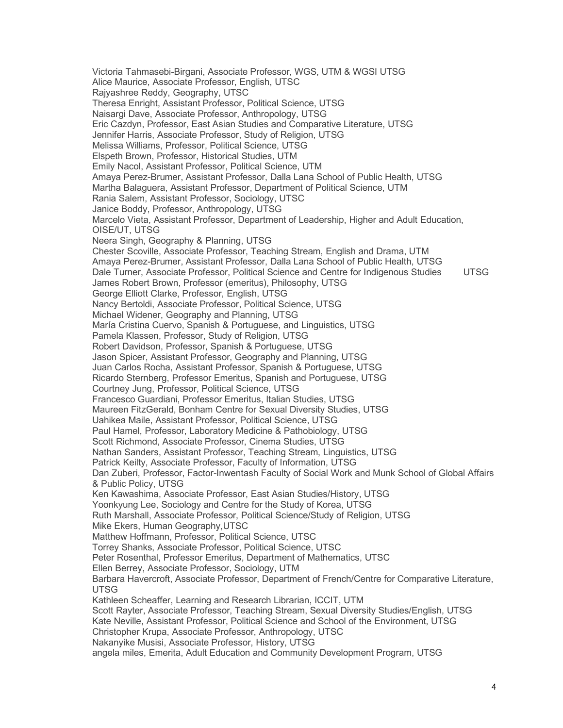Victoria Tahmasebi-Birgani, Associate Professor, WGS, UTM & WGSI UTSG
Alice Maurice, Associate Professor, English, UTSC
Rajyashree Reddy, Geography, UTSC
Theresa Enright, Assistant Professor, Political Science, UTSG
Naisargi Dave, Associate Professor, Anthropology, UTSG
Eric Cazdyn, Professor, East Asian Studies and Comparative Literature, UTSG
Jennifer Harris, Associate Professor, Study of Religion, UTSG
Melissa Williams, Professor, Political Science, UTSG
Elspeth Brown, Professor, Historical Studies, UTM
Emily Nacol, Assistant Professor, Political Science, UTM
Amaya Perez-Brumer, Assistant Professor, Dalla Lana School of Public Health, UTSG
Martha Balaguera, Assistant Professor, Department of Political Science, UTM
Rania Salem, Assistant Professor, Sociology, UTSC
Janice Boddy, Professor, Anthropology, UTSG
Marcelo Vieta, Assistant Professor, Department of Leadership, Higher and Adult Education, OISE/UT, UTSG
Neera Singh, Geography & Planning, UTSG
Chester Scoville, Associate Professor, Teaching Stream, English and Drama, UTM
Amaya Perez-Brumer, Assistant Professor, Dalla Lana School of Public Health, UTSG
Dale Turner, Associate Professor, Political Science and Centre for Indigenous Studies UTSG
James Robert Brown, Professor (emeritus), Philosophy, UTSG
George Elliott Clarke, Professor, English, UTSG
Nancy Bertoldi, Associate Professor, Political Science, UTSG
Michael Widener, Geography and Planning, UTSG
María Cristina Cuervo, Spanish & Portuguese, and Linguistics, UTSG
Pamela Klassen, Professor, Study of Religion, UTSG
Robert Davidson, Professor, Spanish & Portuguese, UTSG
Jason Spicer, Assistant Professor, Geography and Planning, UTSG
Juan Carlos Rocha, Assistant Professor, Spanish & Portuguese, UTSG
Ricardo Sternberg, Professor Emeritus, Spanish and Portuguese, UTSG
Courtney Jung, Professor, Political Science, UTSG
Francesco Guardiani, Professor Emeritus, Italian Studies, UTSG
Maureen FitzGerald, Bonham Centre for Sexual Diversity Studies, UTSG
Uahikea Maile, Assistant Professor, Political Science, UTSG
Paul Hamel, Professor, Laboratory Medicine & Pathobiology, UTSG
Scott Richmond, Associate Professor, Cinema Studies, UTSG
Nathan Sanders, Assistant Professor, Teaching Stream, Linguistics, UTSG
Patrick Keilty, Associate Professor, Faculty of Information, UTSG
Dan Zuberi, Professor, Factor-Inwentash Faculty of Social Work and Munk School of Global Affairs & Public Policy, UTSG
Ken Kawashima, Associate Professor, East Asian Studies/History, UTSG
Yoonkyung Lee, Sociology and Centre for the Study of Korea, UTSG
Ruth Marshall, Associate Professor, Political Science/Study of Religion, UTSG
Mike Ekers, Human Geography,UTSC
Matthew Hoffmann, Professor, Political Science, UTSC
Torrey Shanks, Associate Professor, Political Science, UTSC
Peter Rosenthal, Professor Emeritus, Department of Mathematics, UTSC
Ellen Berrey, Associate Professor, Sociology, UTM
Barbara Havercroft, Associate Professor, Department of French/Centre for Comparative Literature, UTSG
Kathleen Scheaffer, Learning and Research Librarian, ICCIT, UTM
Scott Rayter, Associate Professor, Teaching Stream, Sexual Diversity Studies/English, UTSG
Kate Neville, Assistant Professor, Political Science and School of the Environment, UTSG
Christopher Krupa, Associate Professor, Anthropology, UTSC
Nakanyike Musisi, Associate Professor, History, UTSG
angela miles, Emerita, Adult Education and Community Development Program, UTSG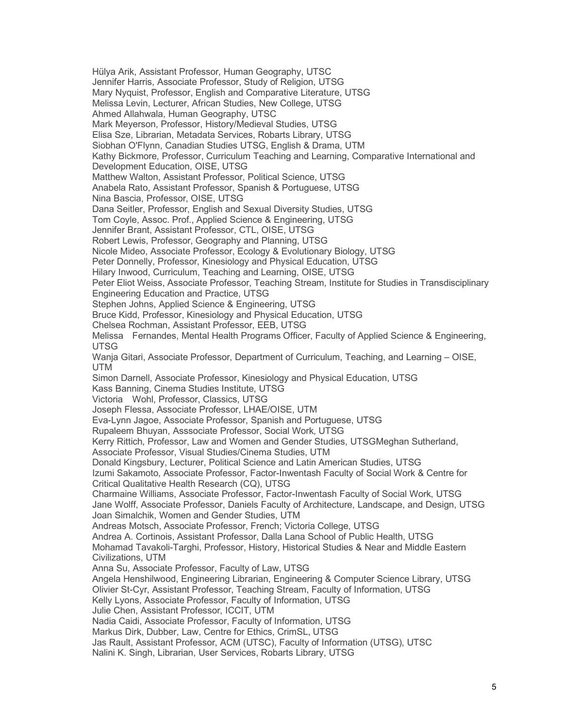Hülya Arik, Assistant Professor, Human Geography, UTSC
Jennifer Harris, Associate Professor, Study of Religion, UTSG
Mary Nyquist, Professor, English and Comparative Literature, UTSG
Melissa Levin, Lecturer, African Studies, New College, UTSG
Ahmed Allahwala, Human Geography, UTSC
Mark Meyerson, Professor, History/Medieval Studies, UTSG
Elisa Sze, Librarian, Metadata Services, Robarts Library, UTSG
Siobhan O'Flynn, Canadian Studies UTSG, English & Drama, UTM
Kathy Bickmore, Professor, Curriculum Teaching and Learning, Comparative International and Development Education, OISE, UTSG
Matthew Walton, Assistant Professor, Political Science, UTSG
Anabela Rato, Assistant Professor, Spanish & Portuguese, UTSG
Nina Bascia, Professor, OISE, UTSG
Dana Seitler, Professor, English and Sexual Diversity Studies, UTSG
Tom Coyle, Assoc. Prof., Applied Science & Engineering, UTSG
Jennifer Brant, Assistant Professor, CTL, OISE, UTSG
Robert Lewis, Professor, Geography and Planning, UTSG
Nicole Mideo, Associate Professor, Ecology & Evolutionary Biology, UTSG
Peter Donnelly, Professor, Kinesiology and Physical Education, UTSG
Hilary Inwood, Curriculum, Teaching and Learning, OISE, UTSG
Peter Eliot Weiss, Associate Professor, Teaching Stream, Institute for Studies in Transdisciplinary Engineering Education and Practice, UTSG
Stephen Johns, Applied Science & Engineering, UTSG
Bruce Kidd, Professor, Kinesiology and Physical Education, UTSG
Chelsea Rochman, Assistant Professor, EEB, UTSG
Melissa Fernandes, Mental Health Programs Officer, Faculty of Applied Science & Engineering, UTSG
Wanja Gitari, Associate Professor, Department of Curriculum, Teaching, and Learning – OISE, UTM
Simon Darnell, Associate Professor, Kinesiology and Physical Education, UTSG
Kass Banning, Cinema Studies Institute, UTSG
Victoria Wohl, Professor, Classics, UTSG
Joseph Flessa, Associate Professor, LHAE/OISE, UTM
Eva-Lynn Jagoe, Associate Professor, Spanish and Portuguese, UTSG
Rupaleem Bhuyan, Asssociate Professor, Social Work, UTSG
Kerry Rittich, Professor, Law and Women and Gender Studies, UTSGMeghan Sutherland, Associate Professor, Visual Studies/Cinema Studies, UTM
Donald Kingsbury, Lecturer, Political Science and Latin American Studies, UTSG
Izumi Sakamoto, Associate Professor, Factor-Inwentash Faculty of Social Work & Centre for Critical Qualitative Health Research (CQ), UTSG
Charmaine Williams, Associate Professor, Factor-Inwentash Faculty of Social Work, UTSG
Jane Wolff, Associate Professor, Daniels Faculty of Architecture, Landscape, and Design, UTSG
Joan Simalchik, Women and Gender Studies, UTM
Andreas Motsch, Associate Professor, French; Victoria College, UTSG
Andrea A. Cortinois, Assistant Professor, Dalla Lana School of Public Health, UTSG
Mohamad Tavakoli-Targhi, Professor, History, Historical Studies & Near and Middle Eastern Civilizations, UTM
Anna Su, Associate Professor, Faculty of Law, UTSG
Angela Henshilwood, Engineering Librarian, Engineering & Computer Science Library, UTSG
Olivier St-Cyr, Assistant Professor, Teaching Stream, Faculty of Information, UTSG
Kelly Lyons, Associate Professor, Faculty of Information, UTSG
Julie Chen, Assistant Professor, ICCIT, UTM
Nadia Caidi, Associate Professor, Faculty of Information, UTSG
Markus Dirk, Dubber, Law, Centre for Ethics, CrimSL, UTSG
Jas Rault, Assistant Professor, ACM (UTSC), Faculty of Information (UTSG), UTSC
Nalini K. Singh, Librarian, User Services, Robarts Library, UTSG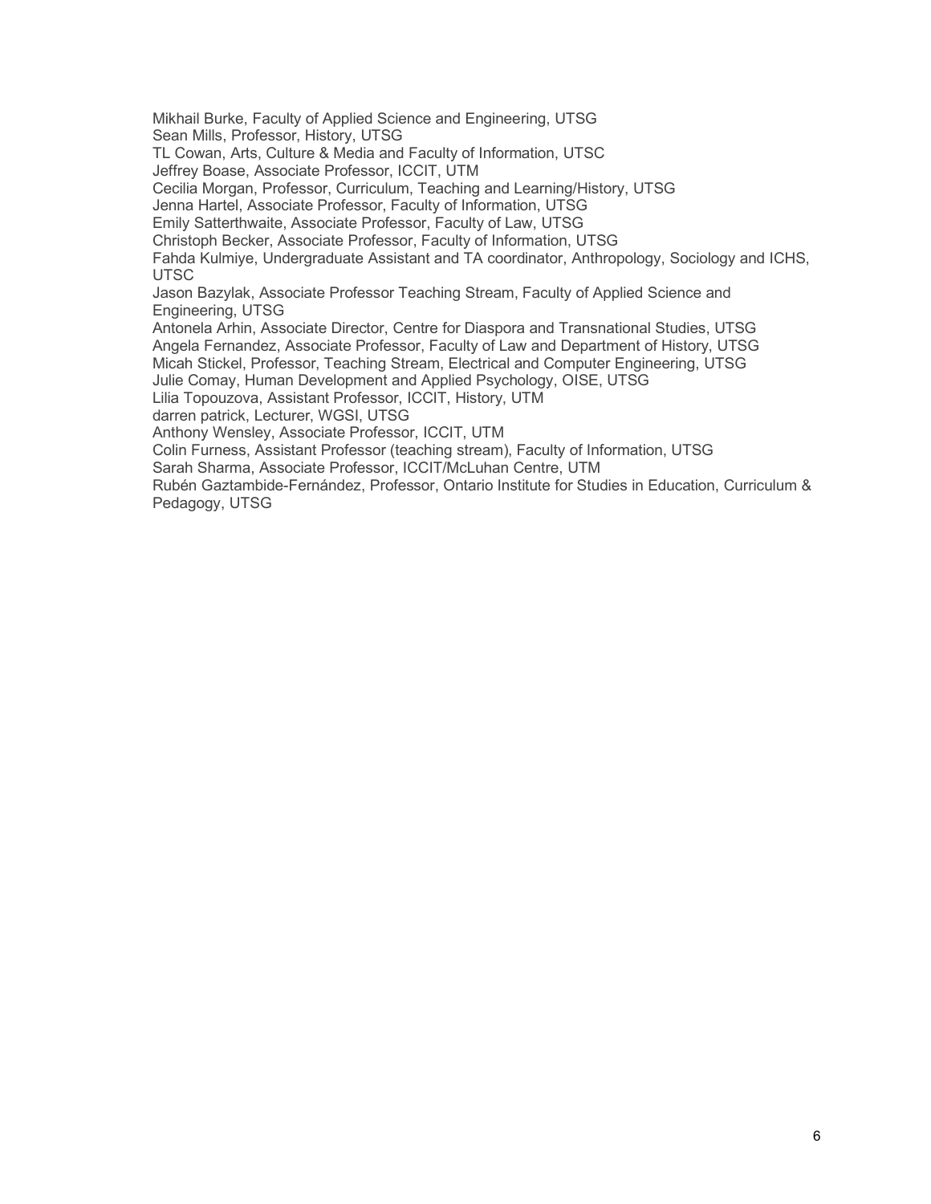Mikhail Burke, Faculty of Applied Science and Engineering, UTSG
Sean Mills, Professor, History, UTSG
TL Cowan, Arts, Culture & Media and Faculty of Information, UTSC
Jeffrey Boase, Associate Professor, ICCIT, UTM
Cecilia Morgan, Professor, Curriculum, Teaching and Learning/History, UTSG
Jenna Hartel, Associate Professor, Faculty of Information, UTSG
Emily Satterthwaite, Associate Professor, Faculty of Law, UTSG
Christoph Becker, Associate Professor, Faculty of Information, UTSG
Fahda Kulmiye, Undergraduate Assistant and TA coordinator, Anthropology, Sociology and ICHS, UTSC
Jason Bazylak, Associate Professor Teaching Stream, Faculty of Applied Science and Engineering, UTSG
Antonela Arhin, Associate Director, Centre for Diaspora and Transnational Studies, UTSG
Angela Fernandez, Associate Professor, Faculty of Law and Department of History, UTSG
Micah Stickel, Professor, Teaching Stream, Electrical and Computer Engineering, UTSG
Julie Comay, Human Development and Applied Psychology, OISE, UTSG
Lilia Topouzova, Assistant Professor, ICCIT, History, UTM
darren patrick, Lecturer, WGSI, UTSG
Anthony Wensley, Associate Professor, ICCIT, UTM
Colin Furness, Assistant Professor (teaching stream), Faculty of Information, UTSG
Sarah Sharma, Associate Professor, ICCIT/McLuhan Centre, UTM
Rubén Gaztambide-Fernández, Professor, Ontario Institute for Studies in Education, Curriculum & Pedagogy, UTSG